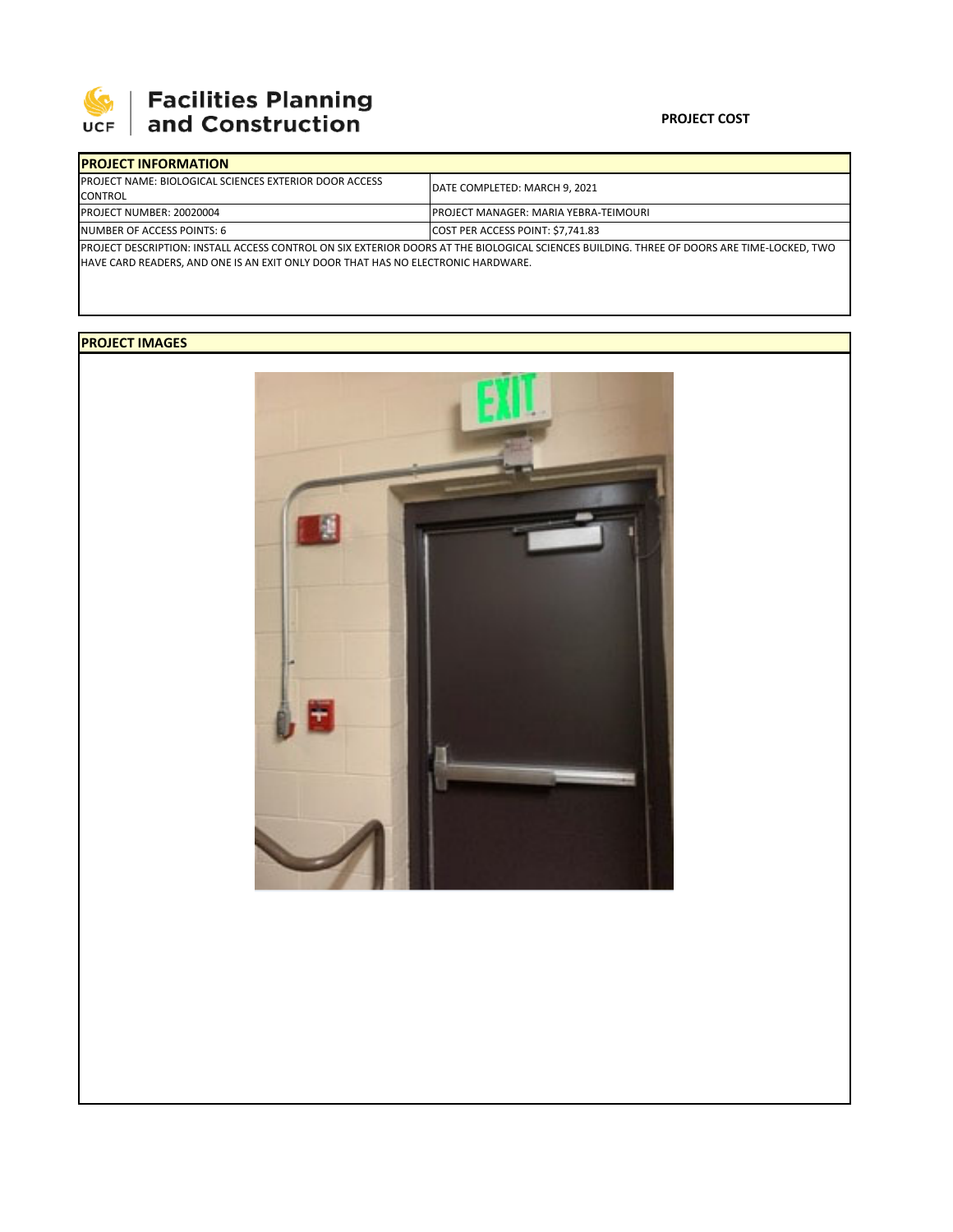**UCF Facilities Planning and Construction**

**PROJECT COST**

## PROJECT INFORMATION

| | |
|---|---|
| PROJECT NAME: BIOLOGICAL SCIENCES EXTERIOR DOOR ACCESS CONTROL | DATE COMPLETED: MARCH 9, 2021 |
| PROJECT NUMBER: 20020004 | PROJECT MANAGER: MARIA YEBRA-TEIMOURI |
| NUMBER OF ACCESS POINTS: 6 | COST PER ACCESS POINT: $7,741.83 |

PROJECT DESCRIPTION: INSTALL ACCESS CONTROL ON SIX EXTERIOR DOORS AT THE BIOLOGICAL SCIENCES BUILDING. THREE OF DOORS ARE TIME-LOCKED, TWO HAVE CARD READERS, AND ONE IS AN EXIT ONLY DOOR THAT HAS NO ELECTRONIC HARDWARE.

## PROJECT IMAGES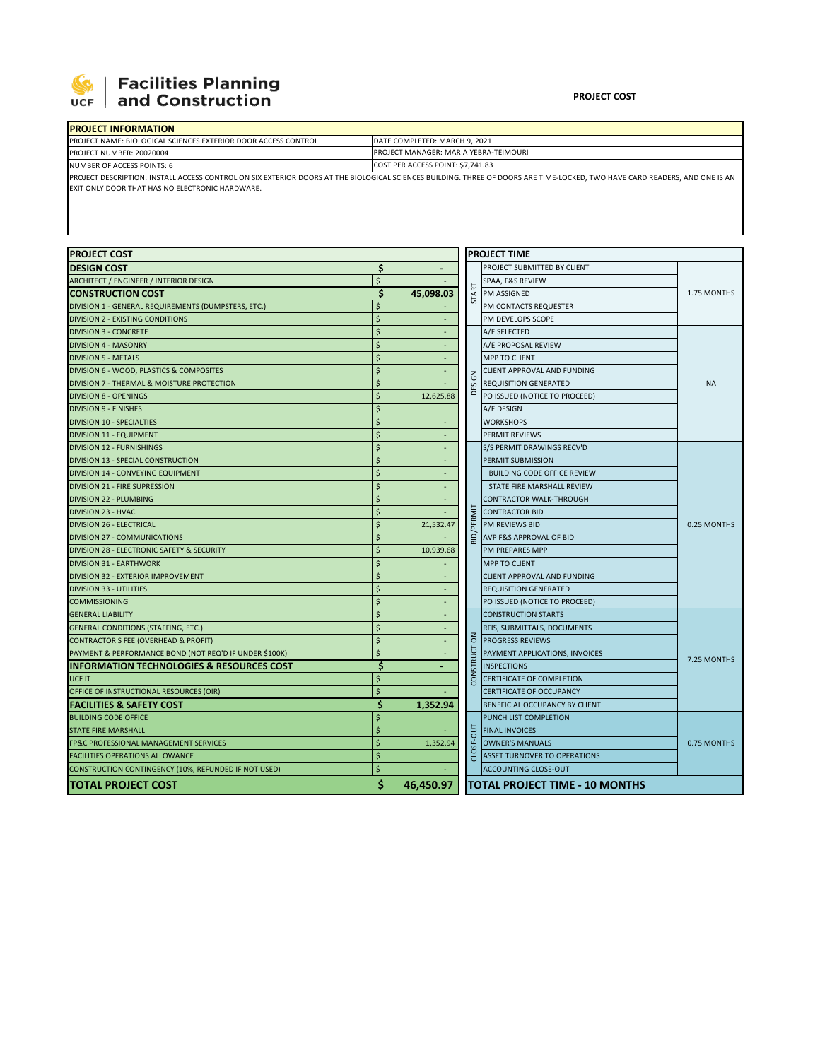# Facilities Planning and Construction

**PROJECT COST**

| PROJECT INFORMATION | |
|---|---|
| PROJECT NAME: BIOLOGICAL SCIENCES EXTERIOR DOOR ACCESS CONTROL | DATE COMPLETED: MARCH 9, 2021 |
| PROJECT NUMBER: 20020004 | PROJECT MANAGER: MARIA YEBRA-TEIMOURI |
| NUMBER OF ACCESS POINTS: 6 | COST PER ACCESS POINT: $7,741.83 |

PROJECT DESCRIPTION: INSTALL ACCESS CONTROL ON SIX EXTERIOR DOORS AT THE BIOLOGICAL SCIENCES BUILDING. THREE OF DOORS ARE TIME-LOCKED, TWO HAVE CARD READERS, AND ONE IS AN EXIT ONLY DOOR THAT HAS NO ELECTRONIC HARDWARE.

| PROJECT COST | | |
|---|---|---|
| **DESIGN COST** | **$** | **-** |
| ARCHITECT / ENGINEER / INTERIOR DESIGN | $ | - |
| **CONSTRUCTION COST** | **$** | **45,098.03** |
| DIVISION 1 - GENERAL REQUIREMENTS (DUMPSTERS, ETC.) | $ | - |
| DIVISION 2 - EXISTING CONDITIONS | $ | - |
| DIVISION 3 - CONCRETE | $ | - |
| DIVISION 4 - MASONRY | $ | - |
| DIVISION 5 - METALS | $ | - |
| DIVISION 6 - WOOD, PLASTICS & COMPOSITES | $ | - |
| DIVISION 7 - THERMAL & MOISTURE PROTECTION | $ | - |
| DIVISION 8 - OPENINGS | $ | 12,625.88 |
| DIVISION 9 - FINISHES | $ | |
| DIVISION 10 - SPECIALTIES | $ | - |
| DIVISION 11 - EQUIPMENT | $ | - |
| DIVISION 12 - FURNISHINGS | $ | - |
| DIVISION 13 - SPECIAL CONSTRUCTION | $ | - |
| DIVISION 14 - CONVEYING EQUIPMENT | $ | - |
| DIVISION 21 - FIRE SUPRESSION | $ | - |
| DIVISION 22 - PLUMBING | $ | - |
| DIVISION 23 - HVAC | $ | - |
| DIVISION 26 - ELECTRICAL | $ | 21,532.47 |
| DIVISION 27 - COMMUNICATIONS | $ | - |
| DIVISION 28 - ELECTRONIC SAFETY & SECURITY | $ | 10,939.68 |
| DIVISION 31 - EARTHWORK | $ | - |
| DIVISION 32 - EXTERIOR IMPROVEMENT | $ | - |
| DIVISION 33 - UTILITIES | $ | - |
| COMMISSIONING | $ | - |
| GENERAL LIABILITY | $ | - |
| GENERAL CONDITIONS (STAFFING, ETC.) | $ | - |
| CONTRACTOR'S FEE (OVERHEAD & PROFIT) | $ | - |
| PAYMENT & PERFORMANCE BOND (NOT REQ'D IF UNDER $100K) | $ | - |
| **INFORMATION TECHNOLOGIES & RESOURCES COST** | **$** | **-** |
| UCF IT | $ | |
| OFFICE OF INSTRUCTIONAL RESOURCES (OIR) | $ | - |
| **FACILITIES & SAFETY COST** | **$** | **1,352.94** |
| BUILDING CODE OFFICE | $ | |
| STATE FIRE MARSHALL | $ | - |
| FP&C PROFESSIONAL MANAGEMENT SERVICES | $ | 1,352.94 |
| FACILITIES OPERATIONS ALLOWANCE | $ | |
| CONSTRUCTION CONTINGENCY (10%, REFUNDED IF NOT USED) | $ | - |
| **TOTAL PROJECT COST** | **$** | **46,450.97** |

| PROJECT TIME | | |
|---|---|---|
| START | PROJECT SUBMITTED BY CLIENT | 1.75 MONTHS |
| | SPAA, F&S REVIEW | |
| | PM ASSIGNED | |
| | PM CONTACTS REQUESTER | |
| | PM DEVELOPS SCOPE | |
| DESIGN | A/E SELECTED | NA |
| | A/E PROPOSAL REVIEW | |
| | MPP TO CLIENT | |
| | CLIENT APPROVAL AND FUNDING | |
| | REQUISITION GENERATED | |
| | PO ISSUED (NOTICE TO PROCEED) | |
| | A/E DESIGN | |
| | WORKSHOPS | |
| | PERMIT REVIEWS | |
| BID/PERMIT | S/S PERMIT DRAWINGS RECV'D | 0.25 MONTHS |
| | PERMIT SUBMISSION | |
| | BUILDING CODE OFFICE REVIEW | |
| | STATE FIRE MARSHALL REVIEW | |
| | CONTRACTOR WALK-THROUGH | |
| | CONTRACTOR BID | |
| | PM REVIEWS BID | |
| | AVP F&S APPROVAL OF BID | |
| | PM PREPARES MPP | |
| | MPP TO CLIENT | |
| | CLIENT APPROVAL AND FUNDING | |
| | REQUISITION GENERATED | |
| | PO ISSUED (NOTICE TO PROCEED) | |
| CONSTRUCTION | CONSTRUCTION STARTS | 7.25 MONTHS |
| | RFIS, SUBMITTALS, DOCUMENTS | |
| | PROGRESS REVIEWS | |
| | PAYMENT APPLICATIONS, INVOICES | |
| | INSPECTIONS | |
| | CERTIFICATE OF COMPLETION | |
| | CERTIFICATE OF OCCUPANCY | |
| | BENEFICIAL OCCUPANCY BY CLIENT | |
| CLOSE-OUT | PUNCH LIST COMPLETION | 0.75 MONTHS |
| | FINAL INVOICES | |
| | OWNER'S MANUALS | |
| | ASSET TURNOVER TO OPERATIONS | |
| | ACCOUNTING CLOSE-OUT | |
| **TOTAL PROJECT TIME - 10 MONTHS** | | |